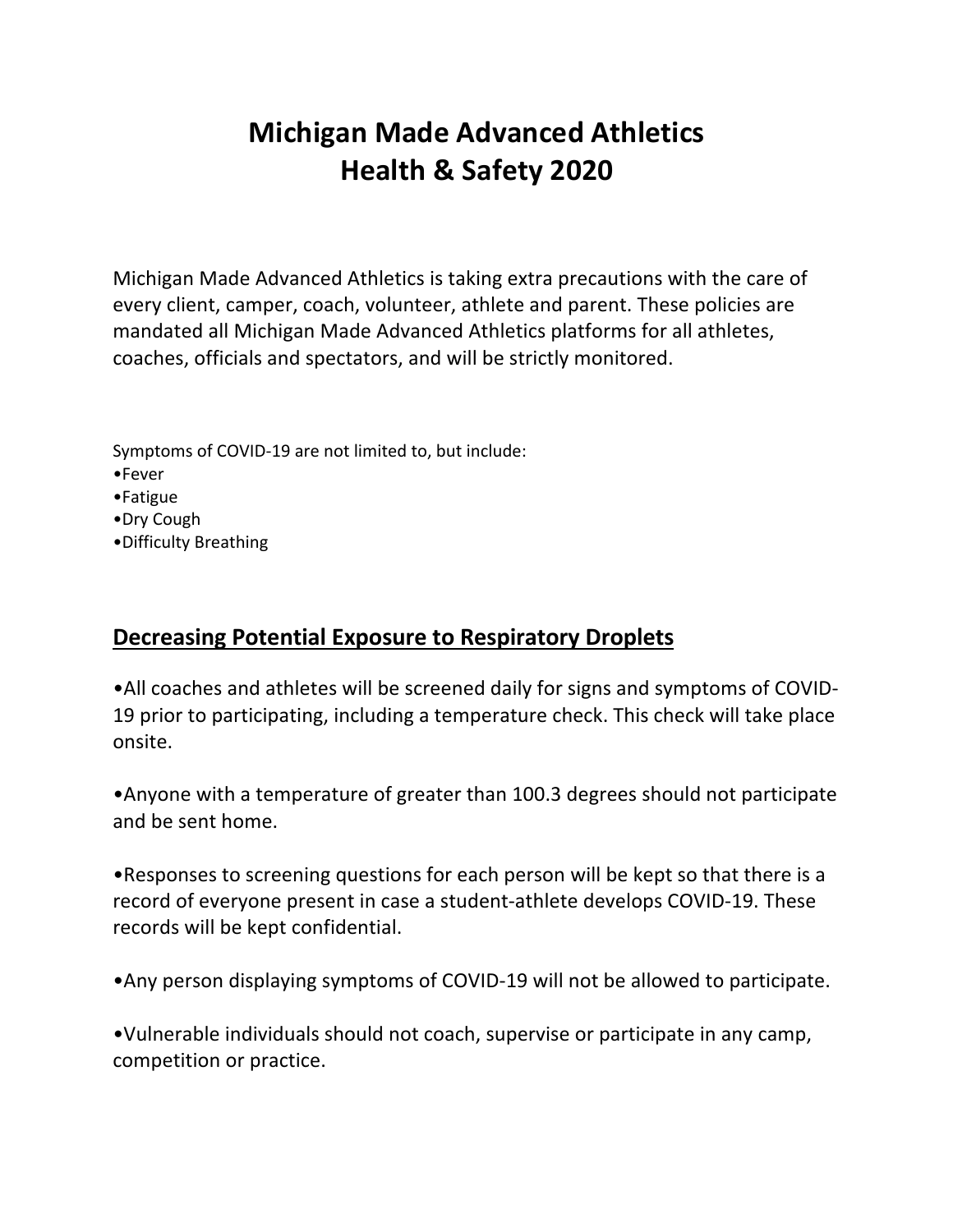# Michigan Made Advanced Athletics
# Health & Safety 2020

Michigan Made Advanced Athletics is taking extra precautions with the care of every client, camper, coach, volunteer, athlete and parent. These policies are mandated all Michigan Made Advanced Athletics platforms for all athletes, coaches, officials and spectators, and will be strictly monitored.

Symptoms of COVID-19 are not limited to, but include:

- Fever
- Fatigue
- Dry Cough
- Difficulty Breathing

## Decreasing Potential Exposure to Respiratory Droplets

- All coaches and athletes will be screened daily for signs and symptoms of COVID-19 prior to participating, including a temperature check. This check will take place onsite.

- Anyone with a temperature of greater than 100.3 degrees should not participate and be sent home.

- Responses to screening questions for each person will be kept so that there is a record of everyone present in case a student-athlete develops COVID-19. These records will be kept confidential.

- Any person displaying symptoms of COVID-19 will not be allowed to participate.

- Vulnerable individuals should not coach, supervise or participate in any camp, competition or practice.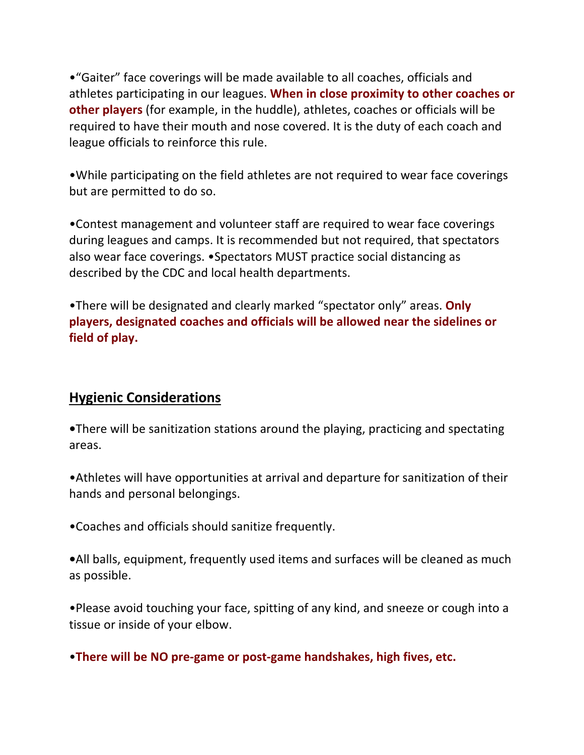•"Gaiter" face coverings will be made available to all coaches, officials and athletes participating in our leagues. **When in close proximity to other coaches or other players** (for example, in the huddle), athletes, coaches or officials will be required to have their mouth and nose covered. It is the duty of each coach and league officials to reinforce this rule.

•While participating on the field athletes are not required to wear face coverings but are permitted to do so.

•Contest management and volunteer staff are required to wear face coverings during leagues and camps. It is recommended but not required, that spectators also wear face coverings. •Spectators MUST practice social distancing as described by the CDC and local health departments.

•There will be designated and clearly marked "spectator only" areas. **Only players, designated coaches and officials will be allowed near the sidelines or field of play.**

## Hygienic Considerations

•There will be sanitization stations around the playing, practicing and spectating areas.

•Athletes will have opportunities at arrival and departure for sanitization of their hands and personal belongings.

•Coaches and officials should sanitize frequently.

•All balls, equipment, frequently used items and surfaces will be cleaned as much as possible.

•Please avoid touching your face, spitting of any kind, and sneeze or cough into a tissue or inside of your elbow.

•**There will be NO pre-game or post-game handshakes, high fives, etc.**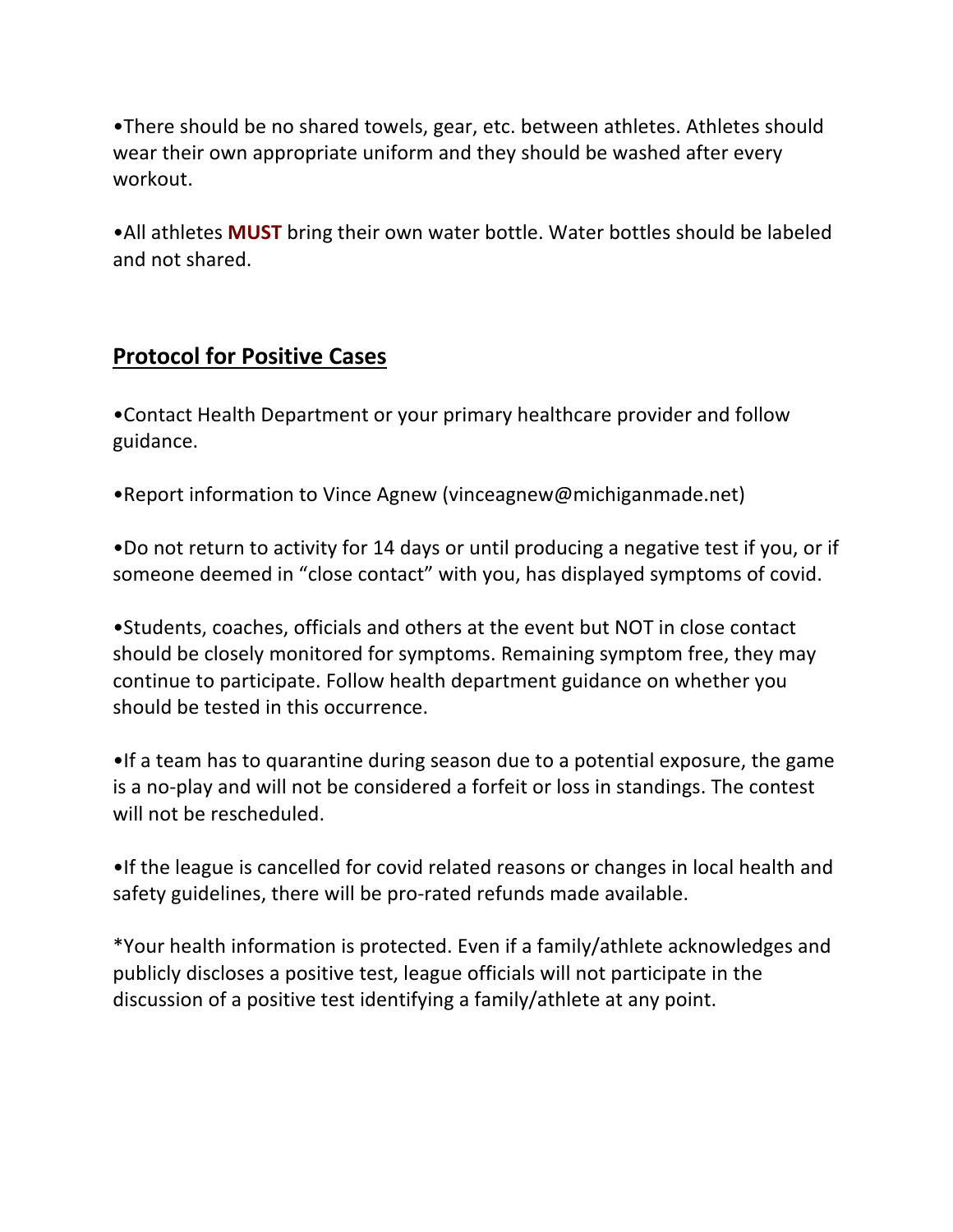•There should be no shared towels, gear, etc. between athletes. Athletes should wear their own appropriate uniform and they should be washed after every workout.

•All athletes **MUST** bring their own water bottle. Water bottles should be labeled and not shared.

## Protocol for Positive Cases

•Contact Health Department or your primary healthcare provider and follow guidance.

•Report information to Vince Agnew (vinceagnew@michiganmade.net)

•Do not return to activity for 14 days or until producing a negative test if you, or if someone deemed in "close contact" with you, has displayed symptoms of covid.

•Students, coaches, officials and others at the event but NOT in close contact should be closely monitored for symptoms. Remaining symptom free, they may continue to participate. Follow health department guidance on whether you should be tested in this occurrence.

•If a team has to quarantine during season due to a potential exposure, the game is a no-play and will not be considered a forfeit or loss in standings. The contest will not be rescheduled.

•If the league is cancelled for covid related reasons or changes in local health and safety guidelines, there will be pro-rated refunds made available.

*Your health information is protected. Even if a family/athlete acknowledges and publicly discloses a positive test, league officials will not participate in the discussion of a positive test identifying a family/athlete at any point.